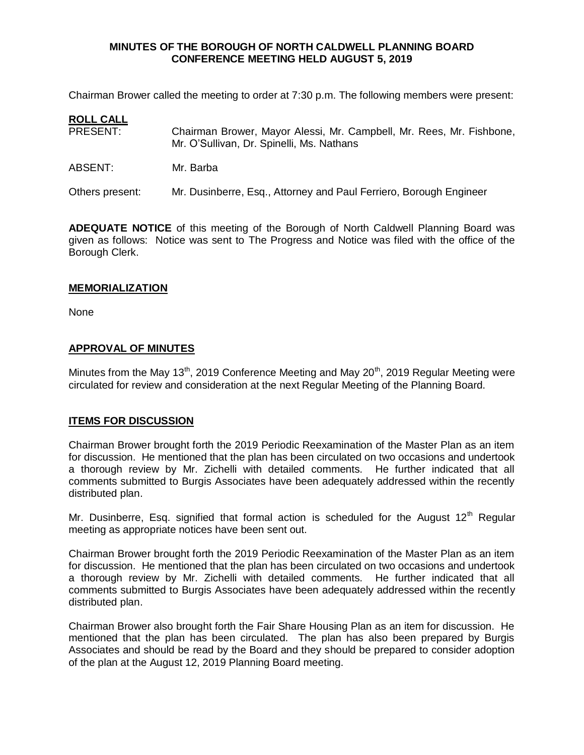**MINUTES OF THE BOROUGH OF NORTH CALDWELL PLANNING BOARD CONFERENCE MEETING HELD AUGUST 5, 2019**

Chairman Brower called the meeting to order at 7:30 p.m. The following members were present:

**ROLL CALL**

PRESENT: Chairman Brower, Mayor Alessi, Mr. Campbell, Mr. Rees, Mr. Fishbone, Mr. O'Sullivan, Dr. Spinelli, Ms. Nathans

ABSENT: Mr. Barba

Others present: Mr. Dusinberre, Esq., Attorney and Paul Ferriero, Borough Engineer

**ADEQUATE NOTICE** of this meeting of the Borough of North Caldwell Planning Board was given as follows: Notice was sent to The Progress and Notice was filed with the office of the Borough Clerk.

**MEMORIALIZATION**

None

**APPROVAL OF MINUTES**

Minutes from the May 13th, 2019 Conference Meeting and May 20th, 2019 Regular Meeting were circulated for review and consideration at the next Regular Meeting of the Planning Board.

**ITEMS FOR DISCUSSION**

Chairman Brower brought forth the 2019 Periodic Reexamination of the Master Plan as an item for discussion. He mentioned that the plan has been circulated on two occasions and undertook a thorough review by Mr. Zichelli with detailed comments. He further indicated that all comments submitted to Burgis Associates have been adequately addressed within the recently distributed plan.

Mr. Dusinberre, Esq. signified that formal action is scheduled for the August 12th Regular meeting as appropriate notices have been sent out.

Chairman Brower brought forth the 2019 Periodic Reexamination of the Master Plan as an item for discussion. He mentioned that the plan has been circulated on two occasions and undertook a thorough review by Mr. Zichelli with detailed comments. He further indicated that all comments submitted to Burgis Associates have been adequately addressed within the recently distributed plan.

Chairman Brower also brought forth the Fair Share Housing Plan as an item for discussion. He mentioned that the plan has been circulated. The plan has also been prepared by Burgis Associates and should be read by the Board and they should be prepared to consider adoption of the plan at the August 12, 2019 Planning Board meeting.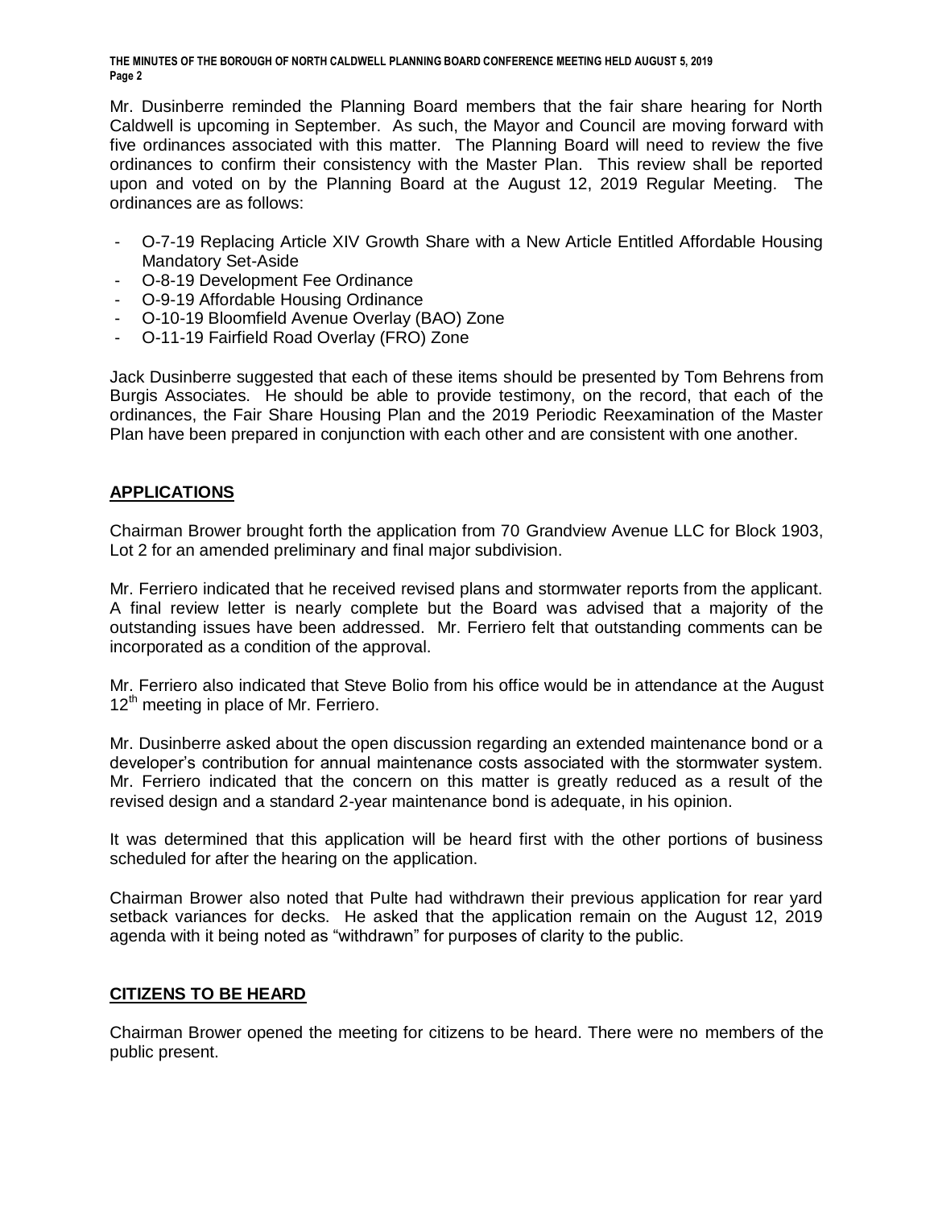Mr. Dusinberre reminded the Planning Board members that the fair share hearing for North Caldwell is upcoming in September. As such, the Mayor and Council are moving forward with five ordinances associated with this matter. The Planning Board will need to review the five ordinances to confirm their consistency with the Master Plan. This review shall be reported upon and voted on by the Planning Board at the August 12, 2019 Regular Meeting. The ordinances are as follows:

- O-7-19 Replacing Article XIV Growth Share with a New Article Entitled Affordable Housing Mandatory Set-Aside
- O-8-19 Development Fee Ordinance
- O-9-19 Affordable Housing Ordinance
- O-10-19 Bloomfield Avenue Overlay (BAO) Zone
- O-11-19 Fairfield Road Overlay (FRO) Zone

Jack Dusinberre suggested that each of these items should be presented by Tom Behrens from Burgis Associates. He should be able to provide testimony, on the record, that each of the ordinances, the Fair Share Housing Plan and the 2019 Periodic Reexamination of the Master Plan have been prepared in conjunction with each other and are consistent with one another.

## APPLICATIONS

Chairman Brower brought forth the application from 70 Grandview Avenue LLC for Block 1903, Lot 2 for an amended preliminary and final major subdivision.

Mr. Ferriero indicated that he received revised plans and stormwater reports from the applicant. A final review letter is nearly complete but the Board was advised that a majority of the outstanding issues have been addressed. Mr. Ferriero felt that outstanding comments can be incorporated as a condition of the approval.

Mr. Ferriero also indicated that Steve Bolio from his office would be in attendance at the August 12th meeting in place of Mr. Ferriero.

Mr. Dusinberre asked about the open discussion regarding an extended maintenance bond or a developer's contribution for annual maintenance costs associated with the stormwater system. Mr. Ferriero indicated that the concern on this matter is greatly reduced as a result of the revised design and a standard 2-year maintenance bond is adequate, in his opinion.

It was determined that this application will be heard first with the other portions of business scheduled for after the hearing on the application.

Chairman Brower also noted that Pulte had withdrawn their previous application for rear yard setback variances for decks. He asked that the application remain on the August 12, 2019 agenda with it being noted as "withdrawn" for purposes of clarity to the public.

## CITIZENS TO BE HEARD

Chairman Brower opened the meeting for citizens to be heard. There were no members of the public present.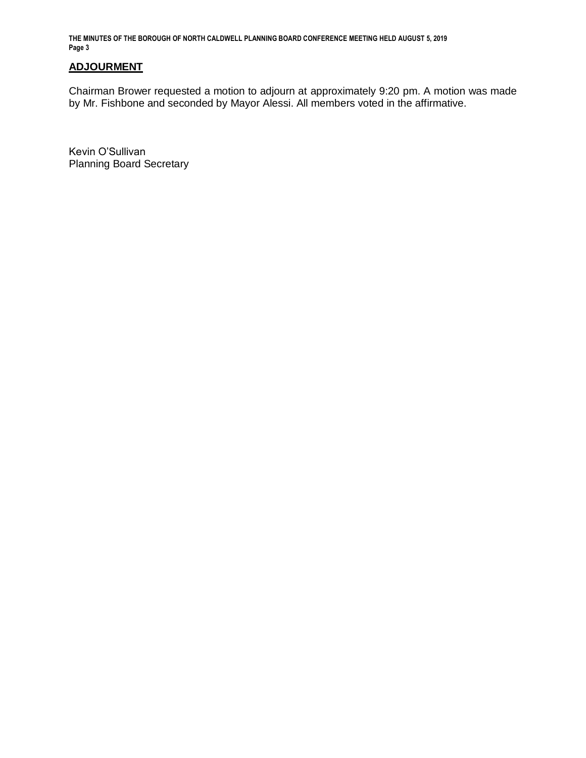## ADJOURMENT

Chairman Brower requested a motion to adjourn at approximately 9:20 pm. A motion was made by Mr. Fishbone and seconded by Mayor Alessi. All members voted in the affirmative.

Kevin O'Sullivan
Planning Board Secretary